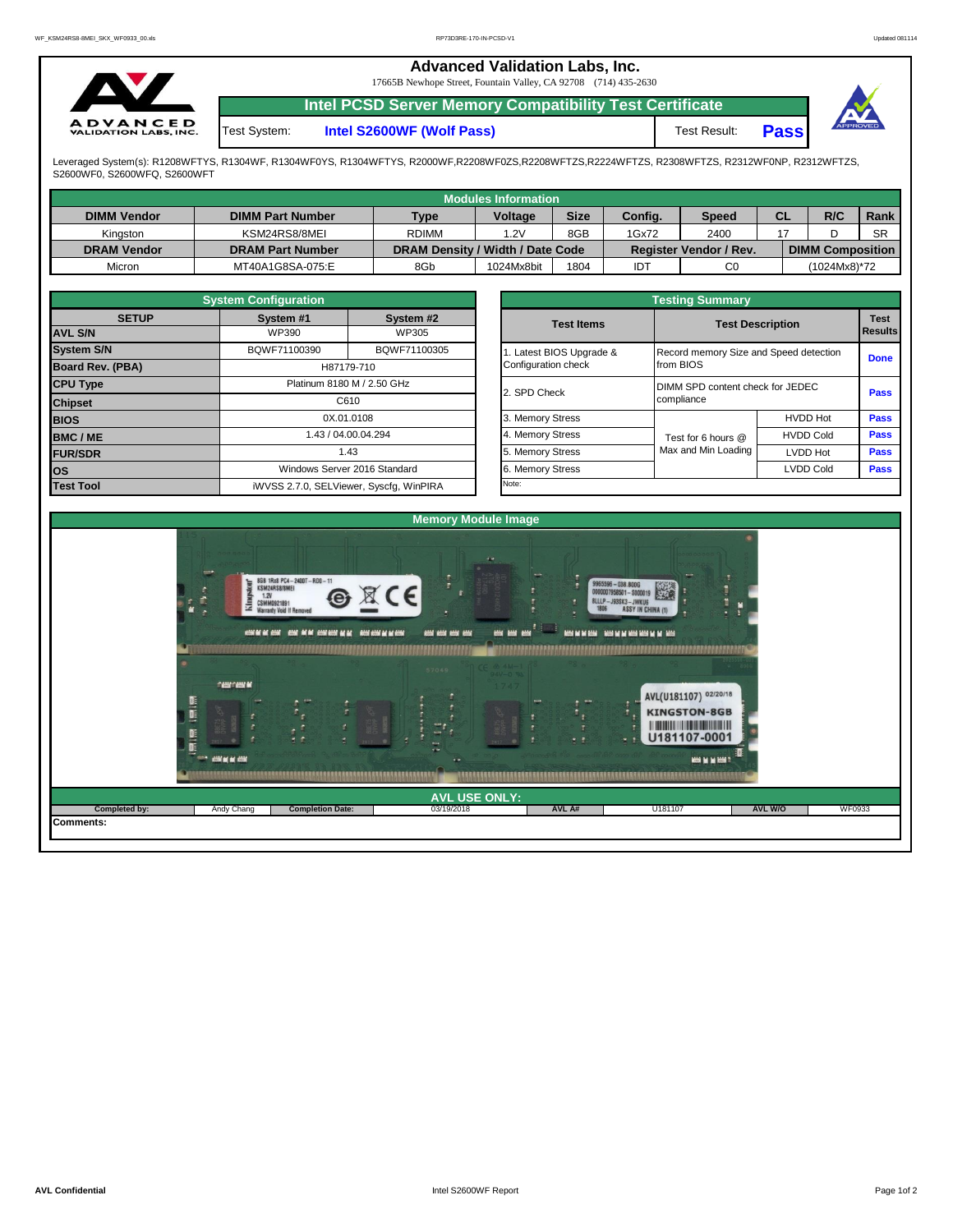# Advanced Validation Labs, Inc.

17665B Newhope Street, Fountain Valley, CA 92708 (714) 435-2630

## Intel PCSD Server Memory Compatibility Test Certificate

| Test System: | Intel S2600WF (Wolf Pass) | Test Result: | Pass |
|---|---|---|---|

Leveraged System(s): R1208WFTYS, R1304WF, R1304WF0YS, R1304WFTYS, R2000WF,R2208WF0ZS,R2208WFTZS,R2224WFTZS, R2308WFTZS, R2312WF0NP, R2312WFTZS, S2600WF0, S2600WFQ, S2600WFT

### Modules Information

| DIMM Vendor | DIMM Part Number | Type | Voltage | Size | Config. | Speed | CL | R/C | Rank |
|---|---|---|---|---|---|---|---|---|---|
| Kingston | KSM24RS8/8MEI | RDIMM | 1.2V | 8GB | 1Gx72 | 2400 | 17 | D | SR |
| **DRAM Vendor** | **DRAM Part Number** | **DRAM Density / Width / Date Code** | | | **Register Vendor / Rev.** | | **DIMM Composition** | | |
| Micron | MT40A1G8SA-075:E | 8Gb | 1024Mx8bit | 1804 | IDT | C0 | (1024Mx8)*72 | | |

### System Configuration

| SETUP | System #1 | System #2 |
|---|---|---|
| AVL S/N | WP390 | WP305 |
| System S/N | BQWF71100390 | BQWF71100305 |
| Board Rev. (PBA) | H87179-710 | |
| CPU Type | Platinum 8180 M / 2.50 GHz | |
| Chipset | C610 | |
| BIOS | 0X.01.0108 | |
| BMC / ME | 1.43 / 04.00.04.294 | |
| FUR/SDR | 1.43 | |
| OS | Windows Server 2016 Standard | |
| Test Tool | iWVSS 2.7.0, SELViewer, Syscfg, WinPIRA | |

### Testing Summary

| Test Items | Test Description | | Test Results |
|---|---|---|---|
| 1. Latest BIOS Upgrade & Configuration check | Record memory Size and Speed detection from BIOS | | Done |
| 2. SPD Check | DIMM SPD content check for JEDEC compliance | | Pass |
| 3. Memory Stress | Test for 6 hours @ Max and Min Loading | HVDD Hot | Pass |
| 4. Memory Stress | | HVDD Cold | Pass |
| 5. Memory Stress | | LVDD Hot | Pass |
| 6. Memory Stress | | LVDD Cold | Pass |
| Note: | | | |

### Memory Module Image

### AVL USE ONLY:

| Completed by: | Andy Chang | Completion Date: | 03/19/2018 | AVL A# | U181107 | AVL W/O | WF0933 |
|---|---|---|---|---|---|---|---|

**Comments:**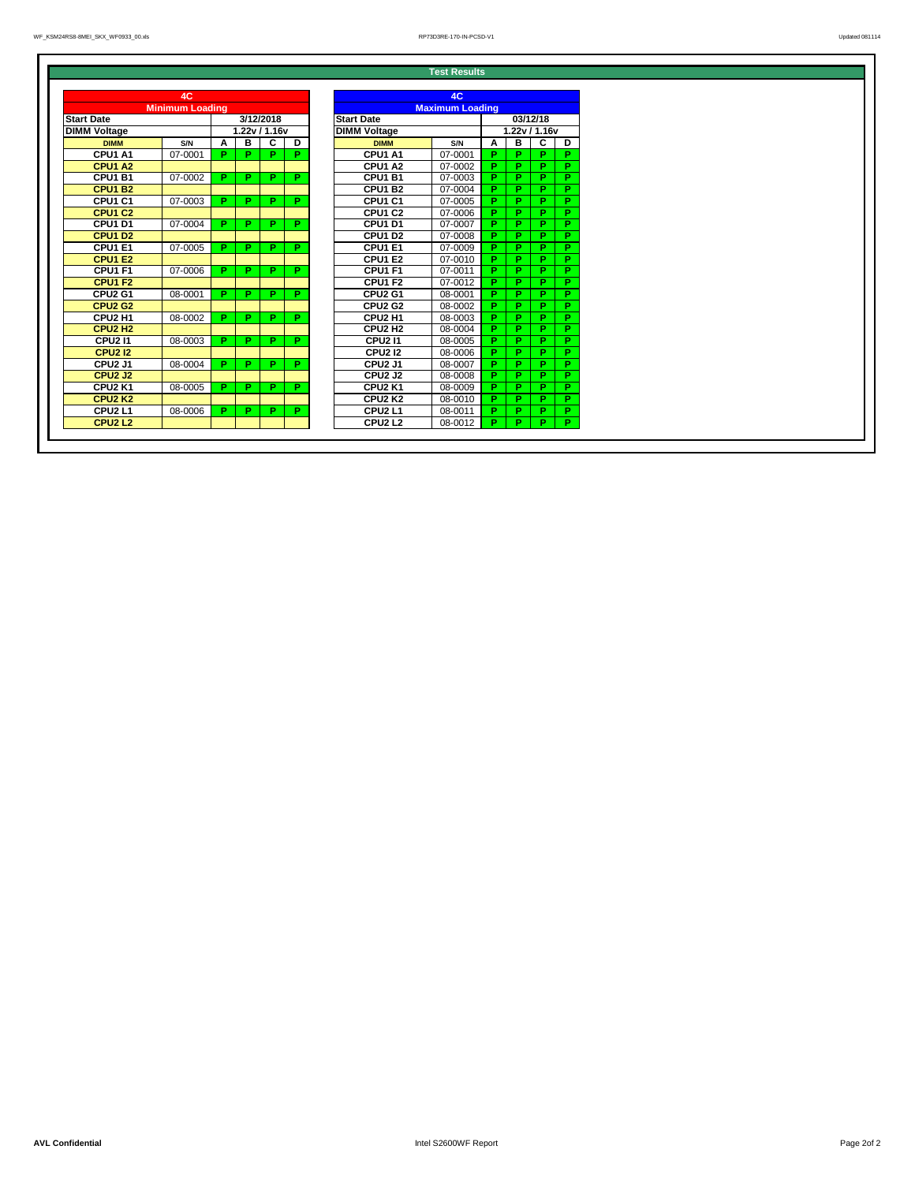## Test Results

| 4C Minimum Loading | | | | | |
|---|---|---|---|---|---|
| Start Date | | 3/12/2018 | | | |
| DIMM Voltage | | 1.22v / 1.16v | | | |
| DIMM | S/N | A | B | C | D |
| CPU1 A1 | 07-0001 | P | P | P | P |
| CPU1 A2 | | | | | |
| CPU1 B1 | 07-0002 | P | P | P | P |
| CPU1 B2 | | | | | |
| CPU1 C1 | 07-0003 | P | P | P | P |
| CPU1 C2 | | | | | |
| CPU1 D1 | 07-0004 | P | P | P | P |
| CPU1 D2 | | | | | |
| CPU1 E1 | 07-0005 | P | P | P | P |
| CPU1 E2 | | | | | |
| CPU1 F1 | 07-0006 | P | P | P | P |
| CPU1 F2 | | | | | |
| CPU2 G1 | 08-0001 | P | P | P | P |
| CPU2 G2 | | | | | |
| CPU2 H1 | 08-0002 | P | P | P | P |
| CPU2 H2 | | | | | |
| CPU2 I1 | 08-0003 | P | P | P | P |
| CPU2 I2 | | | | | |
| CPU2 J1 | 08-0004 | P | P | P | P |
| CPU2 J2 | | | | | |
| CPU2 K1 | 08-0005 | P | P | P | P |
| CPU2 K2 | | | | | |
| CPU2 L1 | 08-0006 | P | P | P | P |
| CPU2 L2 | | | | | |

| 4C Maximum Loading | | | | | |
|---|---|---|---|---|---|
| Start Date | | 03/12/18 | | | |
| DIMM Voltage | | 1.22v / 1.16v | | | |
| DIMM | S/N | A | B | C | D |
| CPU1 A1 | 07-0001 | P | P | P | P |
| CPU1 A2 | 07-0002 | P | P | P | P |
| CPU1 B1 | 07-0003 | P | P | P | P |
| CPU1 B2 | 07-0004 | P | P | P | P |
| CPU1 C1 | 07-0005 | P | P | P | P |
| CPU1 C2 | 07-0006 | P | P | P | P |
| CPU1 D1 | 07-0007 | P | P | P | P |
| CPU1 D2 | 07-0008 | P | P | P | P |
| CPU1 E1 | 07-0009 | P | P | P | P |
| CPU1 E2 | 07-0010 | P | P | P | P |
| CPU1 F1 | 07-0011 | P | P | P | P |
| CPU1 F2 | 07-0012 | P | P | P | P |
| CPU2 G1 | 08-0001 | P | P | P | P |
| CPU2 G2 | 08-0002 | P | P | P | P |
| CPU2 H1 | 08-0003 | P | P | P | P |
| CPU2 H2 | 08-0004 | P | P | P | P |
| CPU2 I1 | 08-0005 | P | P | P | P |
| CPU2 I2 | 08-0006 | P | P | P | P |
| CPU2 J1 | 08-0007 | P | P | P | P |
| CPU2 J2 | 08-0008 | P | P | P | P |
| CPU2 K1 | 08-0009 | P | P | P | P |
| CPU2 K2 | 08-0010 | P | P | P | P |
| CPU2 L1 | 08-0011 | P | P | P | P |
| CPU2 L2 | 08-0012 | P | P | P | P |